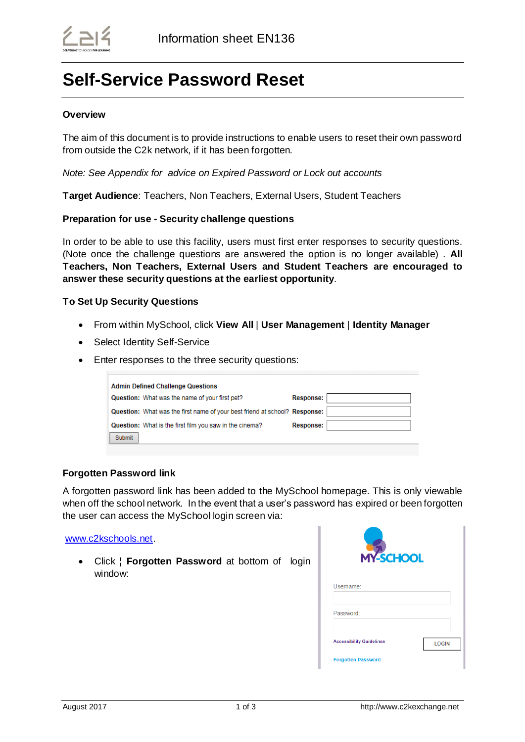# Self-Service Password Reset

**Overview**

The aim of this document is to provide instructions to enable users to reset their own password from outside the C2k network, if it has been forgotten.

*Note: See Appendix for advice on Expired Password or Lock out accounts*

**Target Audience**: Teachers, Non Teachers, External Users, Student Teachers

**Preparation for use - Security challenge questions**

In order to be able to use this facility, users must first enter responses to security questions. (Note once the challenge questions are answered the option is no longer available) . **All Teachers, Non Teachers, External Users and Student Teachers are encouraged to answer these security questions at the earliest opportunity**.

**To Set Up Security Questions**

- From within MySchool, click **View All** | **User Management** | **Identity Manager**
- Select Identity Self-Service
- Enter responses to the three security questions:

| Admin Defined Challenge Questions | |
|---|---|
| **Question:** What was the name of your first pet? | **Response:** |
| **Question:** What was the first name of your best friend at school? | **Response:** |
| **Question:** What is the first film you saw in the cinema? | **Response:** |

Submit

**Forgotten Password link**

A forgotten password link has been added to the MySchool homepage. This is only viewable when off the school network. In the event that a user's password has expired or been forgotten the user can access the MySchool login screen via:

www.c2kschools.net.

- Click ¦ **Forgotten Password** at bottom of login window:

MY-SCHOOL

Username:

Password:

Accessibility Guidelines LOGIN

Forgotten Password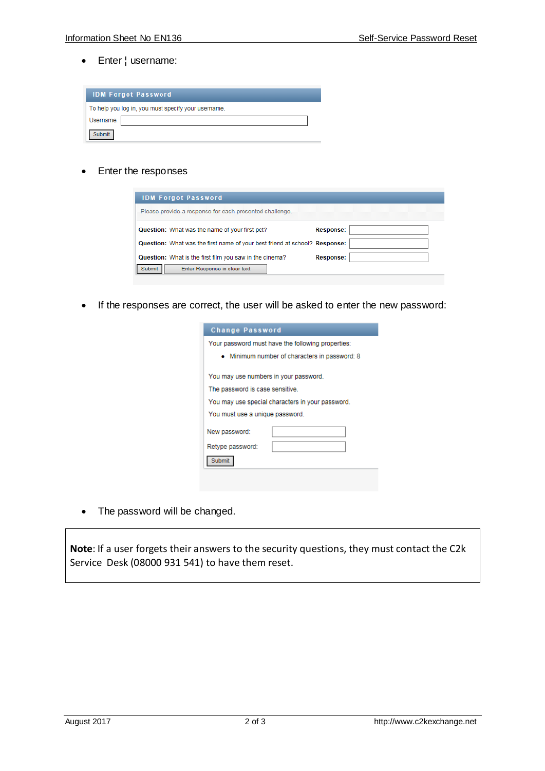- Enter ¦ username:

IDM Forgot Password

To help you log in, you must specify your username.

Username: 

Submit

- Enter the responses

IDM Forgot Password

Please provide a response for each presented challenge.

| | |
|---|---|
| **Question:** What was the name of your first pet? | **Response:** |
| **Question:** What was the first name of your best friend at school? | **Response:** |
| **Question:** What is the first film you saw in the cinema? | **Response:** |

Submit | Enter Response in clear text

- If the responses are correct, the user will be asked to enter the new password:

Change Password

Your password must have the following properties:

- Minimum number of characters in password: 8

You may use numbers in your password.

The password is case sensitive.

You may use special characters in your password.

You must use a unique password.

New password:

Retype password:

Submit

- The password will be changed.

**Note**: If a user forgets their answers to the security questions, they must contact the C2k Service Desk (08000 931 541) to have them reset.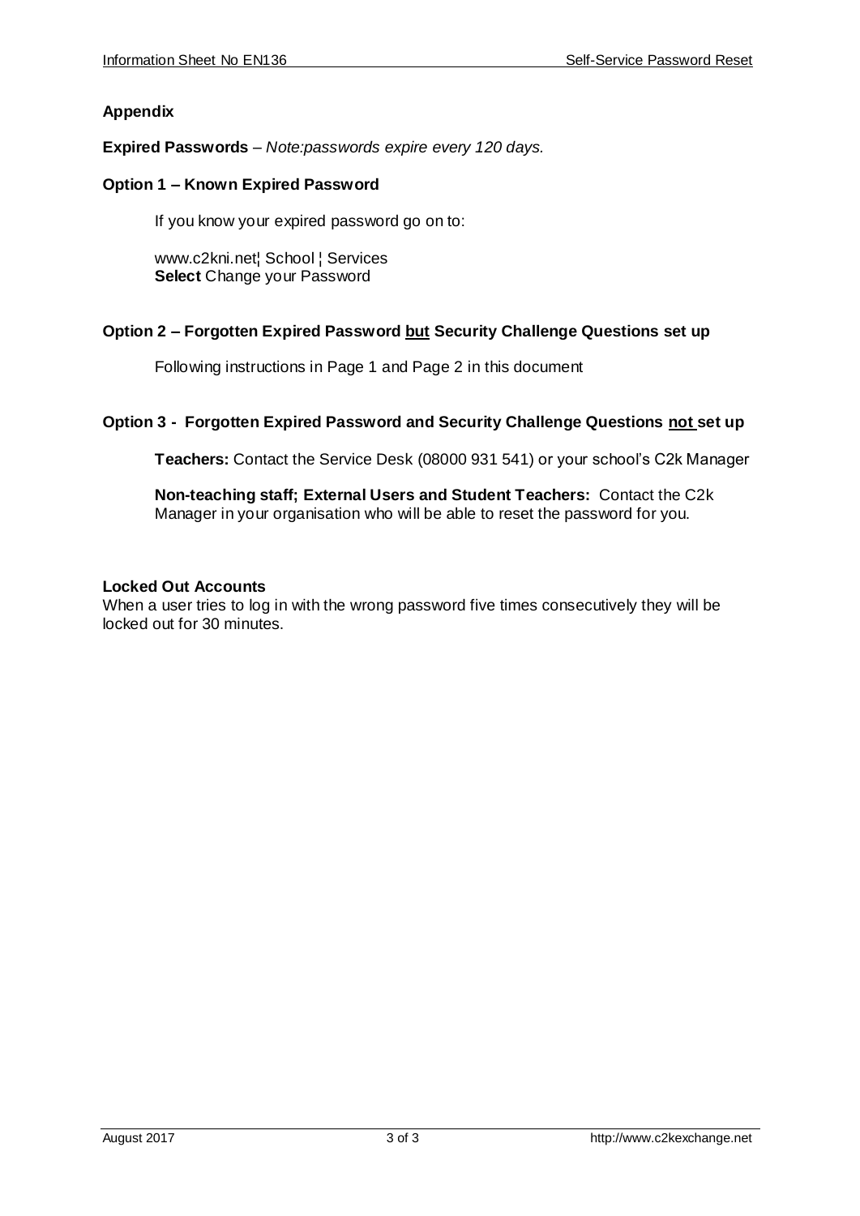**Appendix**

**Expired Passwords** – *Note:passwords expire every 120 days.*

**Option 1 – Known Expired Password**

If you know your expired password go on to:

www.c2kni.net¦ School ¦ Services
**Select** Change your Password

**Option 2 – Forgotten Expired Password <u>but</u> Security Challenge Questions set up**

Following instructions in Page 1 and Page 2 in this document

**Option 3 - Forgotten Expired Password and Security Challenge Questions <u>not</u> set up**

**Teachers:** Contact the Service Desk (08000 931 541) or your school's C2k Manager

**Non-teaching staff; External Users and Student Teachers:** Contact the C2k Manager in your organisation who will be able to reset the password for you.

**Locked Out Accounts**
When a user tries to log in with the wrong password five times consecutively they will be locked out for 30 minutes.